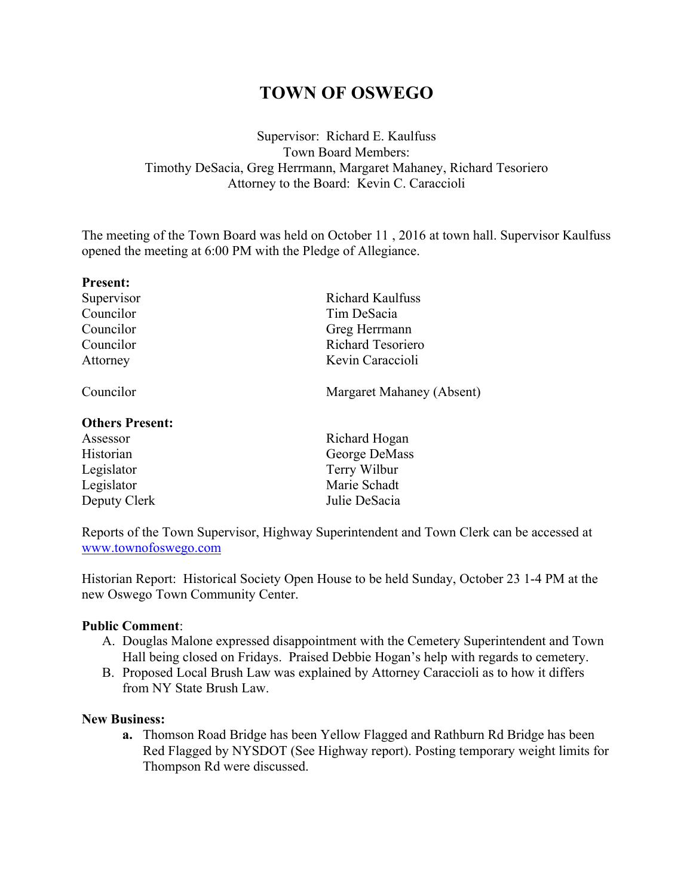# TOWN OF OSWEGO

Supervisor: Richard E. Kaulfuss
Town Board Members:
Timothy DeSacia, Greg Herrmann, Margaret Mahaney, Richard Tesoriero
Attorney to the Board: Kevin C. Caraccioli

The meeting of the Town Board was held on October 11 , 2016 at town hall. Supervisor Kaulfuss opened the meeting at 6:00 PM with the Pledge of Allegiance.

**Present:**

| | |
|---|---|
| Supervisor | Richard Kaulfuss |
| Councilor | Tim DeSacia |
| Councilor | Greg Herrmann |
| Councilor | Richard Tesoriero |
| Attorney | Kevin Caraccioli |
| | |
| Councilor | Margaret Mahaney (Absent) |

**Others Present:**

| | |
|---|---|
| Assessor | Richard Hogan |
| Historian | George DeMass |
| Legislator | Terry Wilbur |
| Legislator | Marie Schadt |
| Deputy Clerk | Julie DeSacia |

Reports of the Town Supervisor, Highway Superintendent and Town Clerk can be accessed at www.townofoswego.com

Historian Report: Historical Society Open House to be held Sunday, October 23 1-4 PM at the new Oswego Town Community Center.

**Public Comment**:

A. Douglas Malone expressed disappointment with the Cemetery Superintendent and Town Hall being closed on Fridays. Praised Debbie Hogan's help with regards to cemetery.
B. Proposed Local Brush Law was explained by Attorney Caraccioli as to how it differs from NY State Brush Law.

**New Business:**

**a.** Thomson Road Bridge has been Yellow Flagged and Rathburn Rd Bridge has been Red Flagged by NYSDOT (See Highway report). Posting temporary weight limits for Thompson Rd were discussed.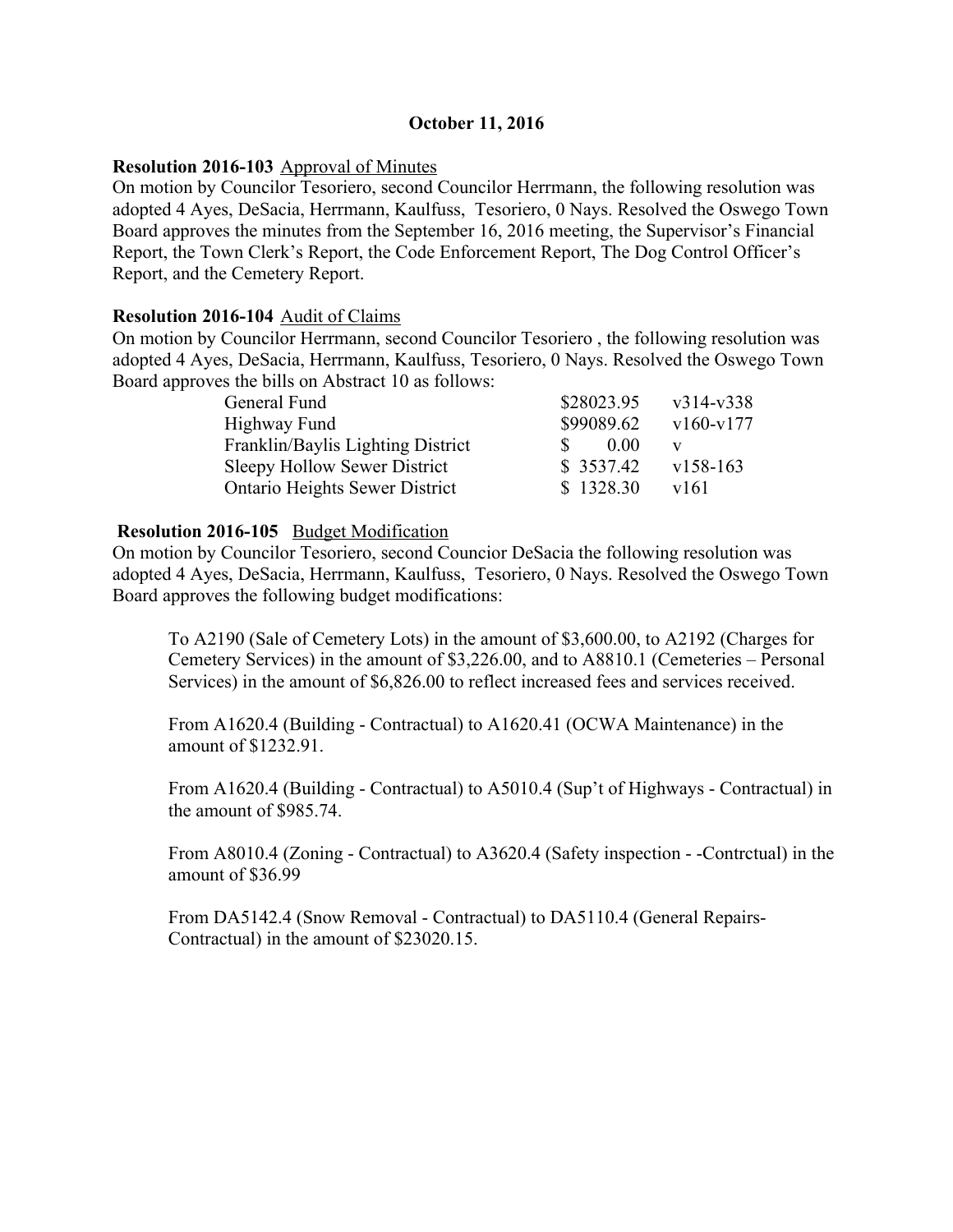**October 11, 2016**

**Resolution 2016-103** Approval of Minutes
On motion by Councilor Tesoriero, second Councilor Herrmann, the following resolution was adopted 4 Ayes, DeSacia, Herrmann, Kaulfuss, Tesoriero, 0 Nays. Resolved the Oswego Town Board approves the minutes from the September 16, 2016 meeting, the Supervisor's Financial Report, the Town Clerk's Report, the Code Enforcement Report, The Dog Control Officer's Report, and the Cemetery Report.

**Resolution 2016-104** Audit of Claims
On motion by Councilor Herrmann, second Councilor Tesoriero , the following resolution was adopted 4 Ayes, DeSacia, Herrmann, Kaulfuss, Tesoriero, 0 Nays. Resolved the Oswego Town Board approves the bills on Abstract 10 as follows:

| | | |
|---|---|---|
| General Fund | $28023.95 | v314-v338 |
| Highway Fund | $99089.62 | v160-v177 |
| Franklin/Baylis Lighting District | $ 0.00 | v |
| Sleepy Hollow Sewer District | $ 3537.42 | v158-163 |
| Ontario Heights Sewer District | $ 1328.30 | v161 |

**Resolution 2016-105** Budget Modification
On motion by Councilor Tesoriero, second Councior DeSacia the following resolution was adopted 4 Ayes, DeSacia, Herrmann, Kaulfuss, Tesoriero, 0 Nays. Resolved the Oswego Town Board approves the following budget modifications:

To A2190 (Sale of Cemetery Lots) in the amount of $3,600.00, to A2192 (Charges for Cemetery Services) in the amount of $3,226.00, and to A8810.1 (Cemeteries – Personal Services) in the amount of $6,826.00 to reflect increased fees and services received.

From A1620.4 (Building - Contractual) to A1620.41 (OCWA Maintenance) in the amount of $1232.91.

From A1620.4 (Building - Contractual) to A5010.4 (Sup't of Highways - Contractual) in the amount of $985.74.

From A8010.4 (Zoning - Contractual) to A3620.4 (Safety inspection - -Contrctual) in the amount of $36.99

From DA5142.4 (Snow Removal - Contractual) to DA5110.4 (General Repairs-Contractual) in the amount of $23020.15.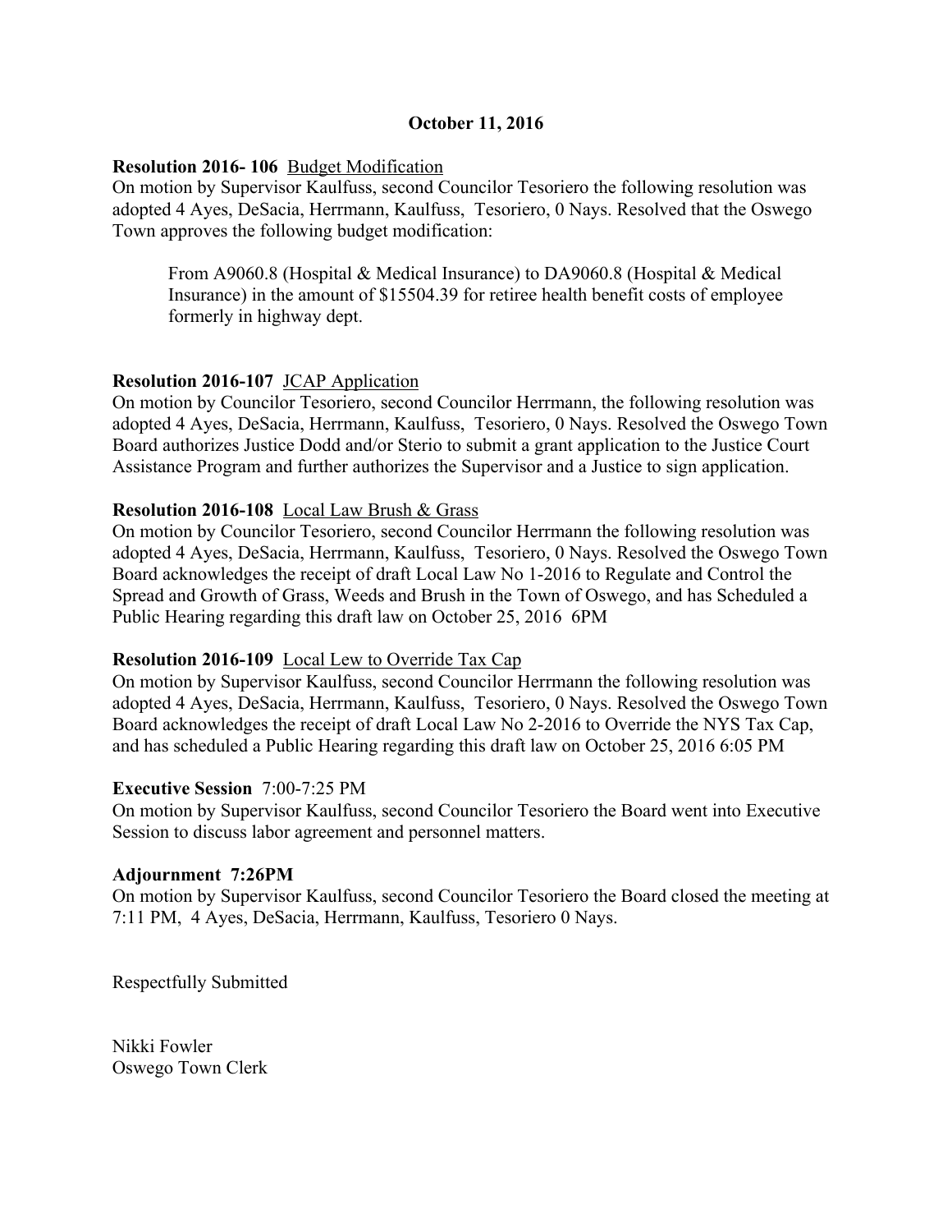**October 11, 2016**

**Resolution 2016- 106** Budget Modification
On motion by Supervisor Kaulfuss, second Councilor Tesoriero the following resolution was adopted 4 Ayes, DeSacia, Herrmann, Kaulfuss, Tesoriero, 0 Nays. Resolved that the Oswego Town approves the following budget modification:

> From A9060.8 (Hospital & Medical Insurance) to DA9060.8 (Hospital & Medical Insurance) in the amount of $15504.39 for retiree health benefit costs of employee formerly in highway dept.

**Resolution 2016-107** JCAP Application
On motion by Councilor Tesoriero, second Councilor Herrmann, the following resolution was adopted 4 Ayes, DeSacia, Herrmann, Kaulfuss, Tesoriero, 0 Nays. Resolved the Oswego Town Board authorizes Justice Dodd and/or Sterio to submit a grant application to the Justice Court Assistance Program and further authorizes the Supervisor and a Justice to sign application.

**Resolution 2016-108** Local Law Brush & Grass
On motion by Councilor Tesoriero, second Councilor Herrmann the following resolution was adopted 4 Ayes, DeSacia, Herrmann, Kaulfuss, Tesoriero, 0 Nays. Resolved the Oswego Town Board acknowledges the receipt of draft Local Law No 1-2016 to Regulate and Control the Spread and Growth of Grass, Weeds and Brush in the Town of Oswego, and has Scheduled a Public Hearing regarding this draft law on October 25, 2016 6PM

**Resolution 2016-109** Local Lew to Override Tax Cap
On motion by Supervisor Kaulfuss, second Councilor Herrmann the following resolution was adopted 4 Ayes, DeSacia, Herrmann, Kaulfuss, Tesoriero, 0 Nays. Resolved the Oswego Town Board acknowledges the receipt of draft Local Law No 2-2016 to Override the NYS Tax Cap, and has scheduled a Public Hearing regarding this draft law on October 25, 2016 6:05 PM

**Executive Session** 7:00-7:25 PM
On motion by Supervisor Kaulfuss, second Councilor Tesoriero the Board went into Executive Session to discuss labor agreement and personnel matters.

**Adjournment 7:26PM**
On motion by Supervisor Kaulfuss, second Councilor Tesoriero the Board closed the meeting at 7:11 PM, 4 Ayes, DeSacia, Herrmann, Kaulfuss, Tesoriero 0 Nays.

Respectfully Submitted

Nikki Fowler
Oswego Town Clerk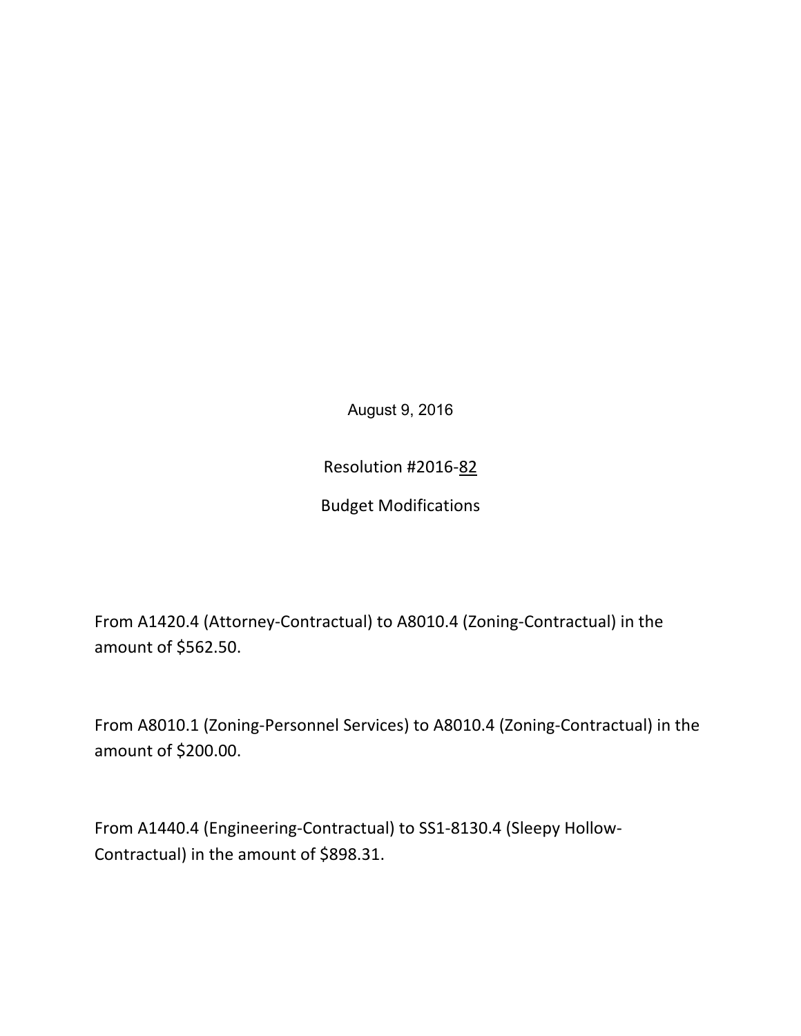August 9, 2016

Resolution #2016-82

Budget Modifications

From A1420.4 (Attorney-Contractual) to A8010.4 (Zoning-Contractual) in the amount of $562.50.

From A8010.1 (Zoning-Personnel Services) to A8010.4 (Zoning-Contractual) in the amount of $200.00.

From A1440.4 (Engineering-Contractual) to SS1-8130.4 (Sleepy Hollow-Contractual) in the amount of $898.31.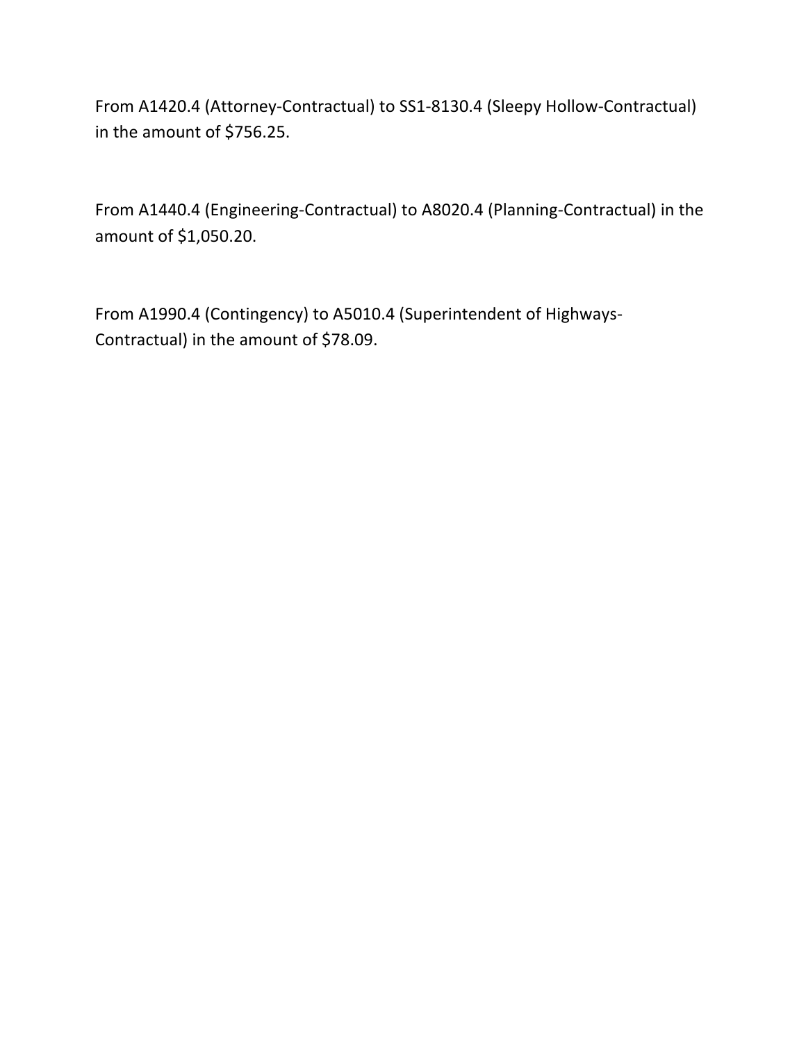From A1420.4 (Attorney-Contractual) to SS1-8130.4 (Sleepy Hollow-Contractual) in the amount of $756.25.

From A1440.4 (Engineering-Contractual) to A8020.4 (Planning-Contractual) in the amount of $1,050.20.

From A1990.4 (Contingency) to A5010.4 (Superintendent of Highways-Contractual) in the amount of $78.09.